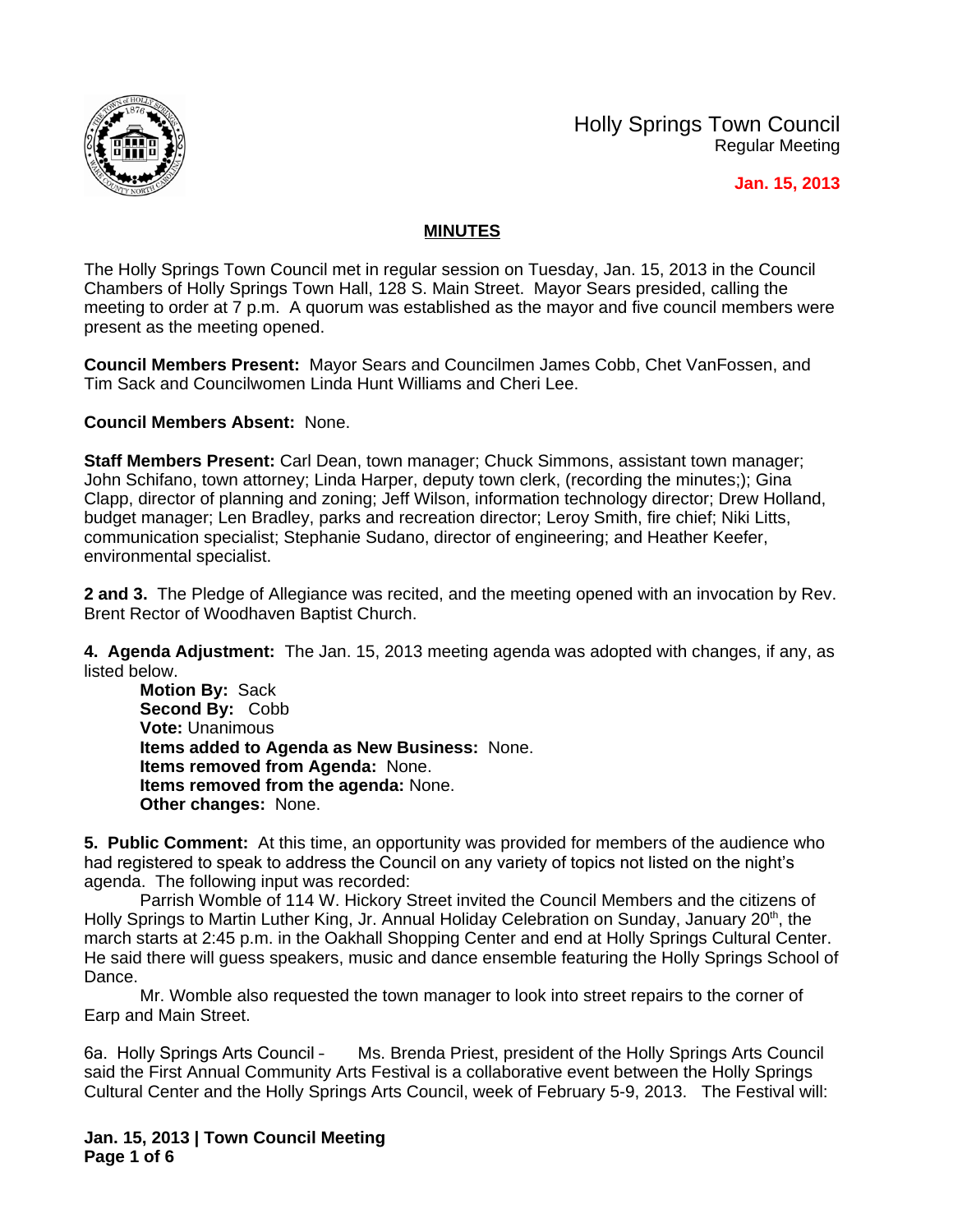# Holly Springs Town Council
Regular Meeting

**Jan. 15, 2013**

## MINUTES

The Holly Springs Town Council met in regular session on Tuesday, Jan. 15, 2013 in the Council Chambers of Holly Springs Town Hall, 128 S. Main Street. Mayor Sears presided, calling the meeting to order at 7 p.m. A quorum was established as the mayor and five council members were present as the meeting opened.

**Council Members Present:** Mayor Sears and Councilmen James Cobb, Chet VanFossen, and Tim Sack and Councilwomen Linda Hunt Williams and Cheri Lee.

**Council Members Absent:** None.

**Staff Members Present:** Carl Dean, town manager; Chuck Simmons, assistant town manager; John Schifano, town attorney; Linda Harper, deputy town clerk, (recording the minutes;); Gina Clapp, director of planning and zoning; Jeff Wilson, information technology director; Drew Holland, budget manager; Len Bradley, parks and recreation director; Leroy Smith, fire chief; Niki Litts, communication specialist; Stephanie Sudano, director of engineering; and Heather Keefer, environmental specialist.

**2 and 3.** The Pledge of Allegiance was recited, and the meeting opened with an invocation by Rev. Brent Rector of Woodhaven Baptist Church.

**4. Agenda Adjustment:** The Jan. 15, 2013 meeting agenda was adopted with changes, if any, as listed below.

**Motion By:** Sack
**Second By:** Cobb
**Vote:** Unanimous
**Items added to Agenda as New Business:** None.
**Items removed from Agenda:** None.
**Items removed from the agenda:** None.
**Other changes:** None.

**5. Public Comment:** At this time, an opportunity was provided for members of the audience who had registered to speak to address the Council on any variety of topics not listed on the night's agenda. The following input was recorded:

Parrish Womble of 114 W. Hickory Street invited the Council Members and the citizens of Holly Springs to Martin Luther King, Jr. Annual Holiday Celebration on Sunday, January 20th, the march starts at 2:45 p.m. in the Oakhall Shopping Center and end at Holly Springs Cultural Center. He said there will guess speakers, music and dance ensemble featuring the Holly Springs School of Dance.

Mr. Womble also requested the town manager to look into street repairs to the corner of Earp and Main Street.

6a. Holly Springs Arts Council – Ms. Brenda Priest, president of the Holly Springs Arts Council said the First Annual Community Arts Festival is a collaborative event between the Holly Springs Cultural Center and the Holly Springs Arts Council, week of February 5-9, 2013. The Festival will: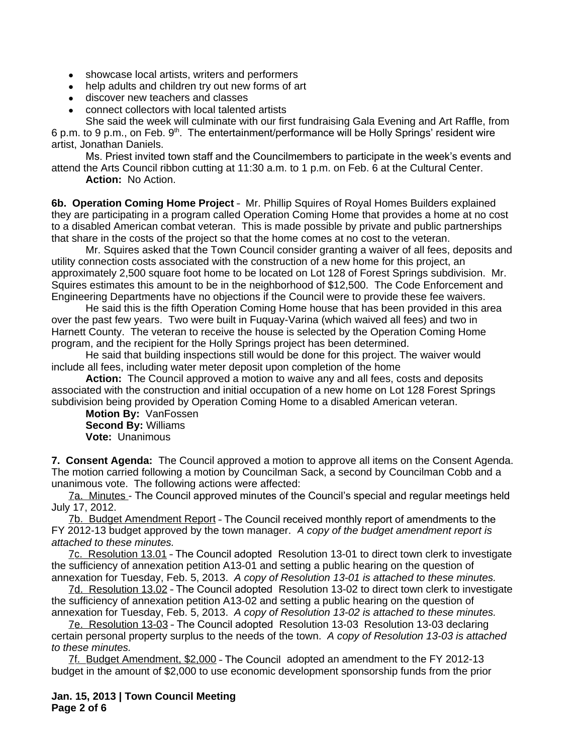- showcase local artists, writers and performers
- help adults and children try out new forms of art
- discover new teachers and classes
- connect collectors with local talented artists

She said the week will culminate with our first fundraising Gala Evening and Art Raffle, from 6 p.m. to 9 p.m., on Feb. 9th. The entertainment/performance will be Holly Springs' resident wire artist, Jonathan Daniels.

Ms. Priest invited town staff and the Councilmembers to participate in the week's events and attend the Arts Council ribbon cutting at 11:30 a.m. to 1 p.m. on Feb. 6 at the Cultural Center.

**Action:** No Action.

**6b. Operation Coming Home Project** – Mr. Phillip Squires of Royal Homes Builders explained they are participating in a program called Operation Coming Home that provides a home at no cost to a disabled American combat veteran. This is made possible by private and public partnerships that share in the costs of the project so that the home comes at no cost to the veteran.

Mr. Squires asked that the Town Council consider granting a waiver of all fees, deposits and utility connection costs associated with the construction of a new home for this project, an approximately 2,500 square foot home to be located on Lot 128 of Forest Springs subdivision. Mr. Squires estimates this amount to be in the neighborhood of $12,500. The Code Enforcement and Engineering Departments have no objections if the Council were to provide these fee waivers.

He said this is the fifth Operation Coming Home house that has been provided in this area over the past few years. Two were built in Fuquay-Varina (which waived all fees) and two in Harnett County. The veteran to receive the house is selected by the Operation Coming Home program, and the recipient for the Holly Springs project has been determined.

He said that building inspections still would be done for this project. The waiver would include all fees, including water meter deposit upon completion of the home

**Action:** The Council approved a motion to waive any and all fees, costs and deposits associated with the construction and initial occupation of a new home on Lot 128 Forest Springs subdivision being provided by Operation Coming Home to a disabled American veteran.

**Motion By:** VanFossen
**Second By:** Williams
**Vote:** Unanimous

**7. Consent Agenda:** The Council approved a motion to approve all items on the Consent Agenda. The motion carried following a motion by Councilman Sack, a second by Councilman Cobb and a unanimous vote. The following actions were affected:

7a. Minutes – The Council approved minutes of the Council's special and regular meetings held July 17, 2012.

7b. Budget Amendment Report – The Council received monthly report of amendments to the FY 2012-13 budget approved by the town manager. *A copy of the budget amendment report is attached to these minutes.*

7c. Resolution 13.01 – The Council adopted Resolution 13-01 to direct town clerk to investigate the sufficiency of annexation petition A13-01 and setting a public hearing on the question of annexation for Tuesday, Feb. 5, 2013. *A copy of Resolution 13-01 is attached to these minutes.*

7d. Resolution 13.02 – The Council adopted Resolution 13-02 to direct town clerk to investigate the sufficiency of annexation petition A13-02 and setting a public hearing on the question of annexation for Tuesday, Feb. 5, 2013. *A copy of Resolution 13-02 is attached to these minutes.*

7e. Resolution 13-03 – The Council adopted Resolution 13-03 Resolution 13-03 declaring certain personal property surplus to the needs of the town. *A copy of Resolution 13-03 is attached to these minutes.*

7f. Budget Amendment, $2,000 – The Council adopted an amendment to the FY 2012-13 budget in the amount of $2,000 to use economic development sponsorship funds from the prior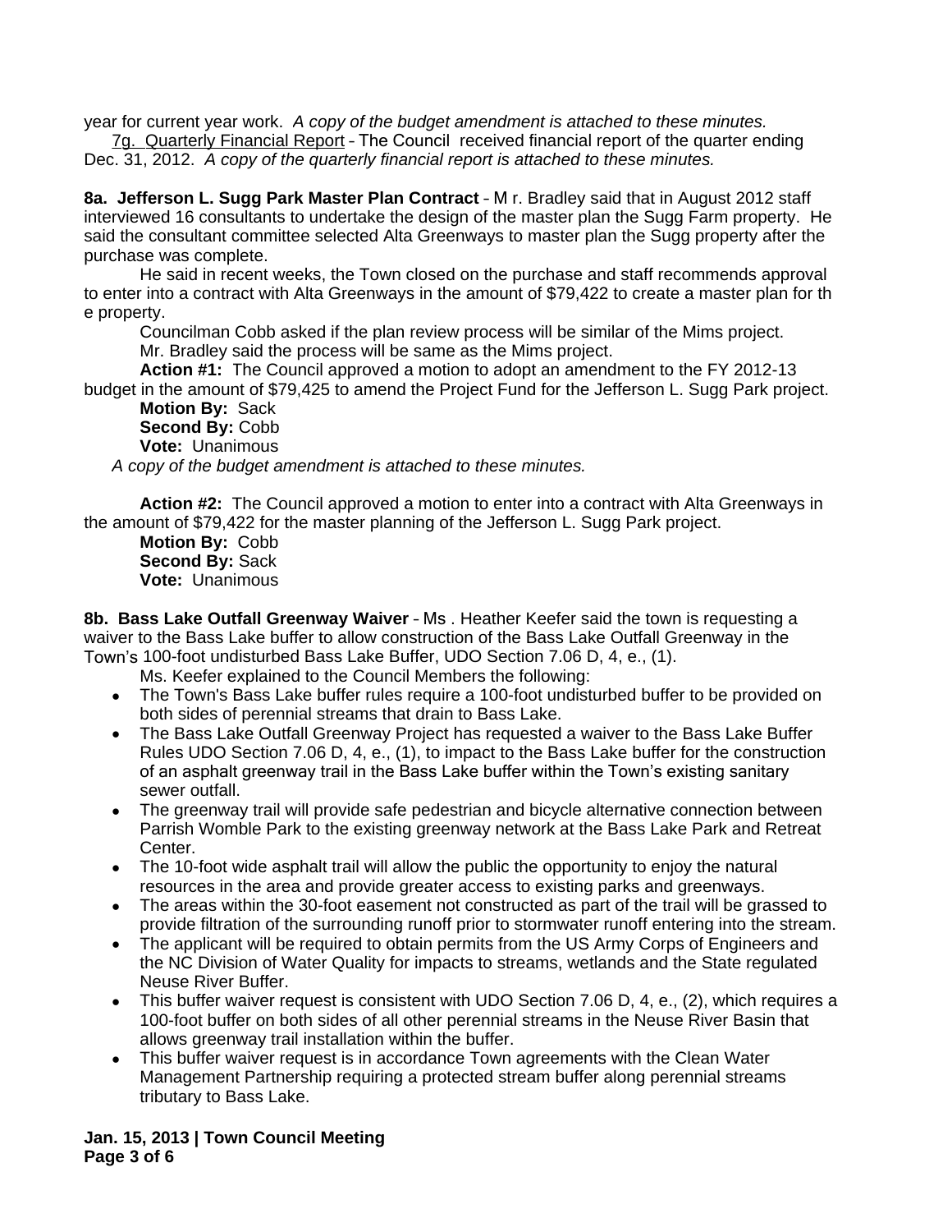year for current year work. *A copy of the budget amendment is attached to these minutes.*

7g. Quarterly Financial Report – The Council received financial report of the quarter ending Dec. 31, 2012. *A copy of the quarterly financial report is attached to these minutes.*

**8a. Jefferson L. Sugg Park Master Plan Contract** – Mr. Bradley said that in August 2012 staff interviewed 16 consultants to undertake the design of the master plan the Sugg Farm property. He said the consultant committee selected Alta Greenways to master plan the Sugg property after the purchase was complete.

He said in recent weeks, the Town closed on the purchase and staff recommends approval to enter into a contract with Alta Greenways in the amount of $79,422 to create a master plan for the property.

Councilman Cobb asked if the plan review process will be similar of the Mims project.

Mr. Bradley said the process will be same as the Mims project.

**Action #1:** The Council approved a motion to adopt an amendment to the FY 2012-13 budget in the amount of $79,425 to amend the Project Fund for the Jefferson L. Sugg Park project.

**Motion By:** Sack
**Second By:** Cobb
**Vote:** Unanimous

*A copy of the budget amendment is attached to these minutes.*

**Action #2:** The Council approved a motion to enter into a contract with Alta Greenways in the amount of $79,422 for the master planning of the Jefferson L. Sugg Park project.

**Motion By:** Cobb
**Second By:** Sack
**Vote:** Unanimous

**8b. Bass Lake Outfall Greenway Waiver** – Ms. Heather Keefer said the town is requesting a waiver to the Bass Lake buffer to allow construction of the Bass Lake Outfall Greenway in the Town's 100-foot undisturbed Bass Lake Buffer, UDO Section 7.06 D, 4, e., (1).

Ms. Keefer explained to the Council Members the following:

- The Town's Bass Lake buffer rules require a 100-foot undisturbed buffer to be provided on both sides of perennial streams that drain to Bass Lake.
- The Bass Lake Outfall Greenway Project has requested a waiver to the Bass Lake Buffer Rules UDO Section 7.06 D, 4, e., (1), to impact to the Bass Lake buffer for the construction of an asphalt greenway trail in the Bass Lake buffer within the Town's existing sanitary sewer outfall.
- The greenway trail will provide safe pedestrian and bicycle alternative connection between Parrish Womble Park to the existing greenway network at the Bass Lake Park and Retreat Center.
- The 10-foot wide asphalt trail will allow the public the opportunity to enjoy the natural resources in the area and provide greater access to existing parks and greenways.
- The areas within the 30-foot easement not constructed as part of the trail will be grassed to provide filtration of the surrounding runoff prior to stormwater runoff entering into the stream.
- The applicant will be required to obtain permits from the US Army Corps of Engineers and the NC Division of Water Quality for impacts to streams, wetlands and the State regulated Neuse River Buffer.
- This buffer waiver request is consistent with UDO Section 7.06 D, 4, e., (2), which requires a 100-foot buffer on both sides of all other perennial streams in the Neuse River Basin that allows greenway trail installation within the buffer.
- This buffer waiver request is in accordance Town agreements with the Clean Water Management Partnership requiring a protected stream buffer along perennial streams tributary to Bass Lake.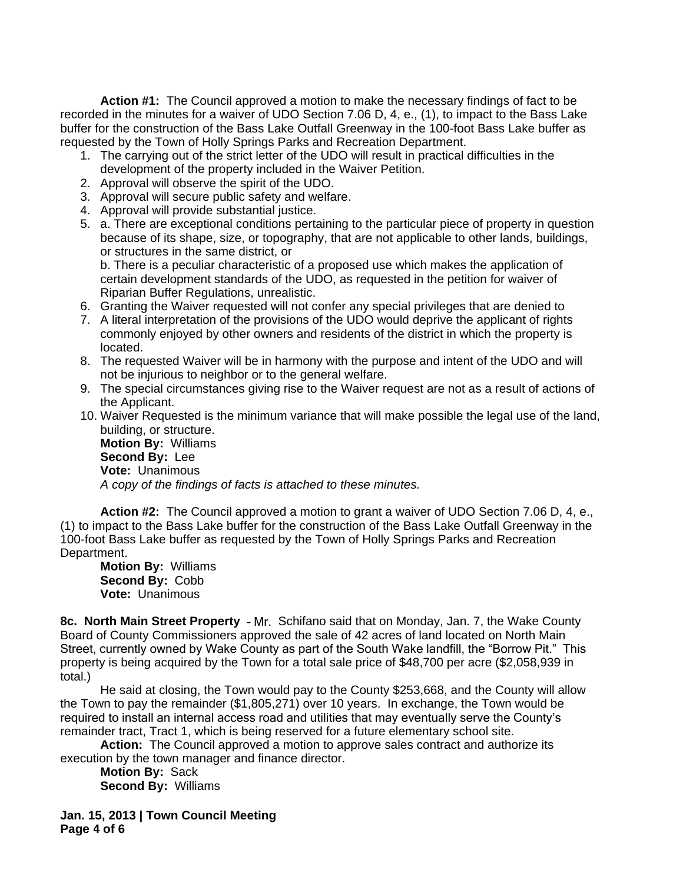**Action #1:** The Council approved a motion to make the necessary findings of fact to be recorded in the minutes for a waiver of UDO Section 7.06 D, 4, e., (1), to impact to the Bass Lake buffer for the construction of the Bass Lake Outfall Greenway in the 100-foot Bass Lake buffer as requested by the Town of Holly Springs Parks and Recreation Department.

1. The carrying out of the strict letter of the UDO will result in practical difficulties in the development of the property included in the Waiver Petition.
2. Approval will observe the spirit of the UDO.
3. Approval will secure public safety and welfare.
4. Approval will provide substantial justice.
5. a. There are exceptional conditions pertaining to the particular piece of property in question because of its shape, size, or topography, that are not applicable to other lands, buildings, or structures in the same district, or

   b. There is a peculiar characteristic of a proposed use which makes the application of certain development standards of the UDO, as requested in the petition for waiver of Riparian Buffer Regulations, unrealistic.
6. Granting the Waiver requested will not confer any special privileges that are denied to
7. A literal interpretation of the provisions of the UDO would deprive the applicant of rights commonly enjoyed by other owners and residents of the district in which the property is located.
8. The requested Waiver will be in harmony with the purpose and intent of the UDO and will not be injurious to neighbor or to the general welfare.
9. The special circumstances giving rise to the Waiver request are not as a result of actions of the Applicant.
10. Waiver Requested is the minimum variance that will make possible the legal use of the land, building, or structure.

    **Motion By:** Williams
    **Second By:** Lee
    **Vote:** Unanimous
    *A copy of the findings of facts is attached to these minutes.*

**Action #2:** The Council approved a motion to grant a waiver of UDO Section 7.06 D, 4, e., (1) to impact to the Bass Lake buffer for the construction of the Bass Lake Outfall Greenway in the 100-foot Bass Lake buffer as requested by the Town of Holly Springs Parks and Recreation Department.

**Motion By:** Williams
**Second By:** Cobb
**Vote:** Unanimous

**8c. North Main Street Property** – Mr. Schifano said that on Monday, Jan. 7, the Wake County Board of County Commissioners approved the sale of 42 acres of land located on North Main Street, currently owned by Wake County as part of the South Wake landfill, the "Borrow Pit." This property is being acquired by the Town for a total sale price of $48,700 per acre ($2,058,939 in total.)

He said at closing, the Town would pay to the County $253,668, and the County will allow the Town to pay the remainder ($1,805,271) over 10 years. In exchange, the Town would be required to install an internal access road and utilities that may eventually serve the County's remainder tract, Tract 1, which is being reserved for a future elementary school site.

**Action:** The Council approved a motion to approve sales contract and authorize its execution by the town manager and finance director.

**Motion By:** Sack
**Second By:** Williams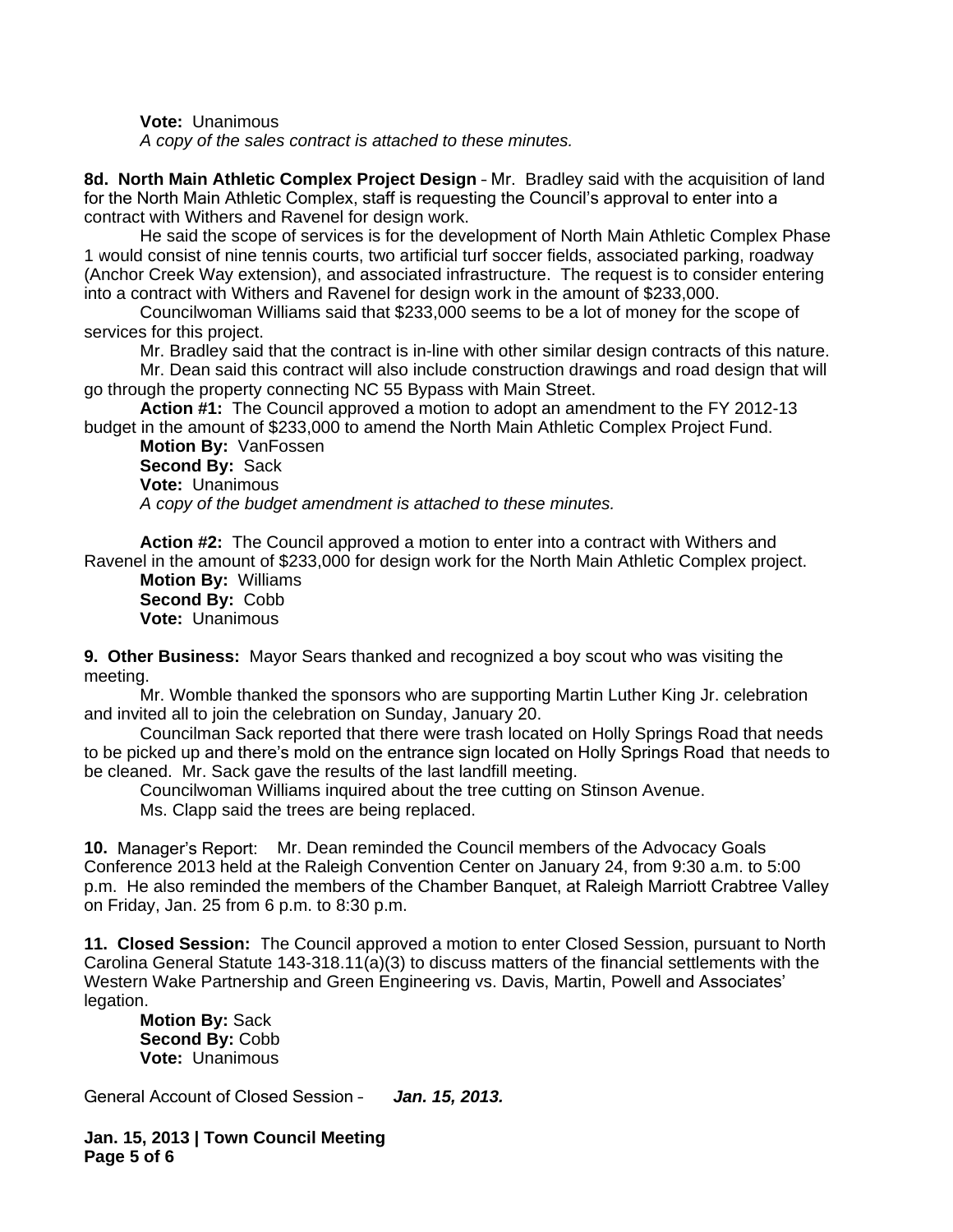**Vote:** Unanimous
*A copy of the sales contract is attached to these minutes.*

**8d. North Main Athletic Complex Project Design** – Mr. Bradley said with the acquisition of land for the North Main Athletic Complex, staff is requesting the Council's approval to enter into a contract with Withers and Ravenel for design work.

He said the scope of services is for the development of North Main Athletic Complex Phase 1 would consist of nine tennis courts, two artificial turf soccer fields, associated parking, roadway (Anchor Creek Way extension), and associated infrastructure. The request is to consider entering into a contract with Withers and Ravenel for design work in the amount of $233,000.

Councilwoman Williams said that $233,000 seems to be a lot of money for the scope of services for this project.

Mr. Bradley said that the contract is in-line with other similar design contracts of this nature.

Mr. Dean said this contract will also include construction drawings and road design that will go through the property connecting NC 55 Bypass with Main Street.

**Action #1:** The Council approved a motion to adopt an amendment to the FY 2012-13 budget in the amount of $233,000 to amend the North Main Athletic Complex Project Fund.

**Motion By:** VanFossen
**Second By:** Sack
**Vote:** Unanimous
*A copy of the budget amendment is attached to these minutes.*

**Action #2:** The Council approved a motion to enter into a contract with Withers and Ravenel in the amount of $233,000 for design work for the North Main Athletic Complex project.

**Motion By:** Williams
**Second By:** Cobb
**Vote:** Unanimous

**9. Other Business:** Mayor Sears thanked and recognized a boy scout who was visiting the meeting.

Mr. Womble thanked the sponsors who are supporting Martin Luther King Jr. celebration and invited all to join the celebration on Sunday, January 20.

Councilman Sack reported that there were trash located on Holly Springs Road that needs to be picked up and there's mold on the entrance sign located on Holly Springs Road that needs to be cleaned. Mr. Sack gave the results of the last landfill meeting.

Councilwoman Williams inquired about the tree cutting on Stinson Avenue.

Ms. Clapp said the trees are being replaced.

**10.** Manager's Report: Mr. Dean reminded the Council members of the Advocacy Goals Conference 2013 held at the Raleigh Convention Center on January 24, from 9:30 a.m. to 5:00 p.m. He also reminded the members of the Chamber Banquet, at Raleigh Marriott Crabtree Valley on Friday, Jan. 25 from 6 p.m. to 8:30 p.m.

**11. Closed Session:** The Council approved a motion to enter Closed Session, pursuant to North Carolina General Statute 143-318.11(a)(3) to discuss matters of the financial settlements with the Western Wake Partnership and Green Engineering vs. Davis, Martin, Powell and Associates' legation.

**Motion By:** Sack
**Second By:** Cobb
**Vote:** Unanimous

General Account of Closed Session – ***Jan. 15, 2013.***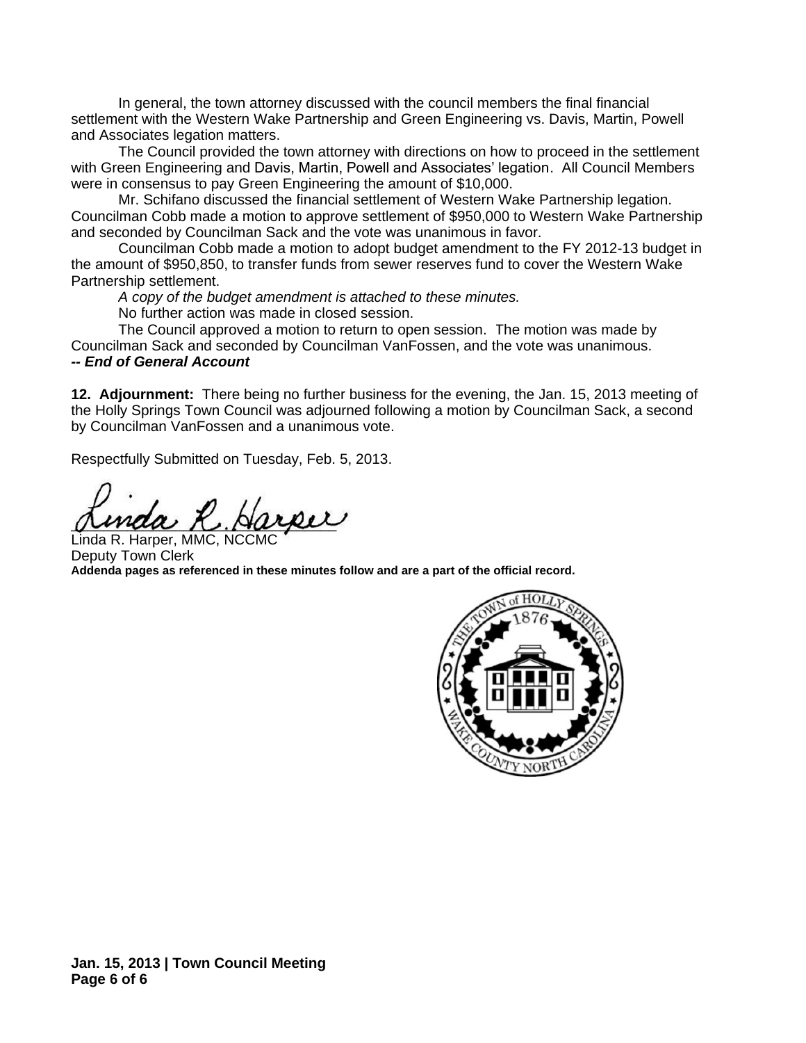In general, the town attorney discussed with the council members the final financial settlement with the Western Wake Partnership and Green Engineering vs. Davis, Martin, Powell and Associates legation matters.

The Council provided the town attorney with directions on how to proceed in the settlement with Green Engineering and Davis, Martin, Powell and Associates' legation. All Council Members were in consensus to pay Green Engineering the amount of $10,000.

Mr. Schifano discussed the financial settlement of Western Wake Partnership legation. Councilman Cobb made a motion to approve settlement of $950,000 to Western Wake Partnership and seconded by Councilman Sack and the vote was unanimous in favor.

Councilman Cobb made a motion to adopt budget amendment to the FY 2012-13 budget in the amount of $950,850, to transfer funds from sewer reserves fund to cover the Western Wake Partnership settlement.

*A copy of the budget amendment is attached to these minutes.*

No further action was made in closed session.

The Council approved a motion to return to open session. The motion was made by Councilman Sack and seconded by Councilman VanFossen, and the vote was unanimous.

***-- End of General Account***

**12. Adjournment:** There being no further business for the evening, the Jan. 15, 2013 meeting of the Holly Springs Town Council was adjourned following a motion by Councilman Sack, a second by Councilman VanFossen and a unanimous vote.

Respectfully Submitted on Tuesday, Feb. 5, 2013.

Linda R. Harper

Linda R. Harper, MMC, NCCMC
Deputy Town Clerk

**Addenda pages as referenced in these minutes follow and are a part of the official record.**

THE TOWN of HOLLY SPRINGS 1876 WAKE COUNTY NORTH CAROLINA